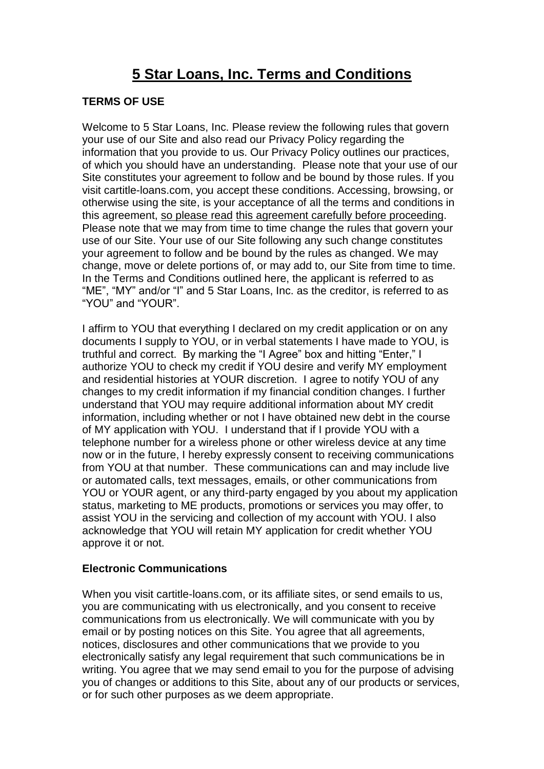# 5 Star Loans, Inc. Terms and Conditions

## TERMS OF USE

Welcome to 5 Star Loans, Inc. Please review the following rules that govern your use of our Site and also read our Privacy Policy regarding the information that you provide to us. Our Privacy Policy outlines our practices, of which you should have an understanding. Please note that your use of our Site constitutes your agreement to follow and be bound by those rules. If you visit cartitle-loans.com, you accept these conditions. Accessing, browsing, or otherwise using the site, is your acceptance of all the terms and conditions in this agreement, so please read this agreement carefully before proceeding. Please note that we may from time to time change the rules that govern your use of our Site. Your use of our Site following any such change constitutes your agreement to follow and be bound by the rules as changed. We may change, move or delete portions of, or may add to, our Site from time to time. In the Terms and Conditions outlined here, the applicant is referred to as "ME", "MY" and/or "I" and 5 Star Loans, Inc. as the creditor, is referred to as "YOU" and "YOUR".

I affirm to YOU that everything I declared on my credit application or on any documents I supply to YOU, or in verbal statements I have made to YOU, is truthful and correct. By marking the "I Agree" box and hitting "Enter," I authorize YOU to check my credit if YOU desire and verify MY employment and residential histories at YOUR discretion. I agree to notify YOU of any changes to my credit information if my financial condition changes. I further understand that YOU may require additional information about MY credit information, including whether or not I have obtained new debt in the course of MY application with YOU. I understand that if I provide YOU with a telephone number for a wireless phone or other wireless device at any time now or in the future, I hereby expressly consent to receiving communications from YOU at that number. These communications can and may include live or automated calls, text messages, emails, or other communications from YOU or YOUR agent, or any third-party engaged by you about my application status, marketing to ME products, promotions or services you may offer, to assist YOU in the servicing and collection of my account with YOU. I also acknowledge that YOU will retain MY application for credit whether YOU approve it or not.

### Electronic Communications

When you visit cartitle-loans.com, or its affiliate sites, or send emails to us, you are communicating with us electronically, and you consent to receive communications from us electronically. We will communicate with you by email or by posting notices on this Site. You agree that all agreements, notices, disclosures and other communications that we provide to you electronically satisfy any legal requirement that such communications be in writing. You agree that we may send email to you for the purpose of advising you of changes or additions to this Site, about any of our products or services, or for such other purposes as we deem appropriate.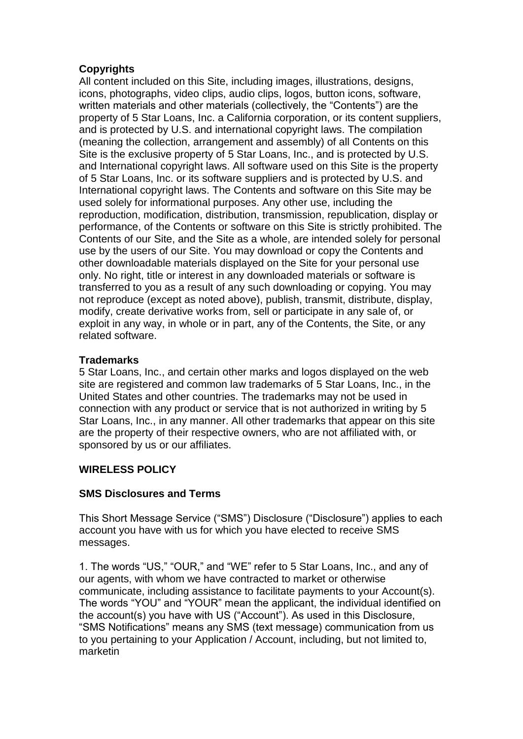**Copyrights**

All content included on this Site, including images, illustrations, designs, icons, photographs, video clips, audio clips, logos, button icons, software, written materials and other materials (collectively, the "Contents") are the property of 5 Star Loans, Inc. a California corporation, or its content suppliers, and is protected by U.S. and international copyright laws. The compilation (meaning the collection, arrangement and assembly) of all Contents on this Site is the exclusive property of 5 Star Loans, Inc., and is protected by U.S. and International copyright laws. All software used on this Site is the property of 5 Star Loans, Inc. or its software suppliers and is protected by U.S. and International copyright laws. The Contents and software on this Site may be used solely for informational purposes. Any other use, including the reproduction, modification, distribution, transmission, republication, display or performance, of the Contents or software on this Site is strictly prohibited. The Contents of our Site, and the Site as a whole, are intended solely for personal use by the users of our Site. You may download or copy the Contents and other downloadable materials displayed on the Site for your personal use only. No right, title or interest in any downloaded materials or software is transferred to you as a result of any such downloading or copying. You may not reproduce (except as noted above), publish, transmit, distribute, display, modify, create derivative works from, sell or participate in any sale of, or exploit in any way, in whole or in part, any of the Contents, the Site, or any related software.

**Trademarks**

5 Star Loans, Inc., and certain other marks and logos displayed on the web site are registered and common law trademarks of 5 Star Loans, Inc., in the United States and other countries. The trademarks may not be used in connection with any product or service that is not authorized in writing by 5 Star Loans, Inc., in any manner. All other trademarks that appear on this site are the property of their respective owners, who are not affiliated with, or sponsored by us or our affiliates.

**WIRELESS POLICY**

**SMS Disclosures and Terms**

This Short Message Service ("SMS") Disclosure ("Disclosure") applies to each account you have with us for which you have elected to receive SMS messages.

1. The words "US," "OUR," and "WE" refer to 5 Star Loans, Inc., and any of our agents, with whom we have contracted to market or otherwise communicate, including assistance to facilitate payments to your Account(s). The words "YOU" and "YOUR" mean the applicant, the individual identified on the account(s) you have with US ("Account"). As used in this Disclosure, "SMS Notifications" means any SMS (text message) communication from us to you pertaining to your Application / Account, including, but not limited to, marketin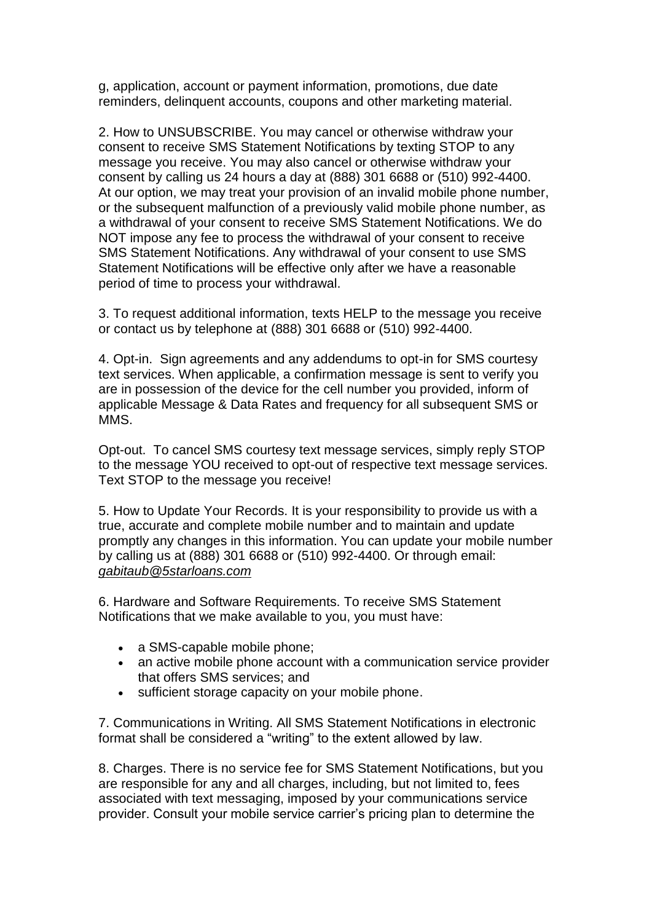g, application, account or payment information, promotions, due date reminders, delinquent accounts, coupons and other marketing material.

2. How to UNSUBSCRIBE. You may cancel or otherwise withdraw your consent to receive SMS Statement Notifications by texting STOP to any message you receive. You may also cancel or otherwise withdraw your consent by calling us 24 hours a day at (888) 301 6688 or (510) 992-4400. At our option, we may treat your provision of an invalid mobile phone number, or the subsequent malfunction of a previously valid mobile phone number, as a withdrawal of your consent to receive SMS Statement Notifications. We do NOT impose any fee to process the withdrawal of your consent to receive SMS Statement Notifications. Any withdrawal of your consent to use SMS Statement Notifications will be effective only after we have a reasonable period of time to process your withdrawal.

3. To request additional information, texts HELP to the message you receive or contact us by telephone at (888) 301 6688 or (510) 992-4400.

4. Opt-in. Sign agreements and any addendums to opt-in for SMS courtesy text services. When applicable, a confirmation message is sent to verify you are in possession of the device for the cell number you provided, inform of applicable Message & Data Rates and frequency for all subsequent SMS or MMS.

Opt-out. To cancel SMS courtesy text message services, simply reply STOP to the message YOU received to opt-out of respective text message services. Text STOP to the message you receive!

5. How to Update Your Records. It is your responsibility to provide us with a true, accurate and complete mobile number and to maintain and update promptly any changes in this information. You can update your mobile number by calling us at (888) 301 6688 or (510) 992-4400. Or through email: *gabitaub@5starloans.com*

6. Hardware and Software Requirements. To receive SMS Statement Notifications that we make available to you, you must have:

- a SMS-capable mobile phone;
- an active mobile phone account with a communication service provider that offers SMS services; and
- sufficient storage capacity on your mobile phone.

7. Communications in Writing. All SMS Statement Notifications in electronic format shall be considered a "writing" to the extent allowed by law.

8. Charges. There is no service fee for SMS Statement Notifications, but you are responsible for any and all charges, including, but not limited to, fees associated with text messaging, imposed by your communications service provider. Consult your mobile service carrier's pricing plan to determine the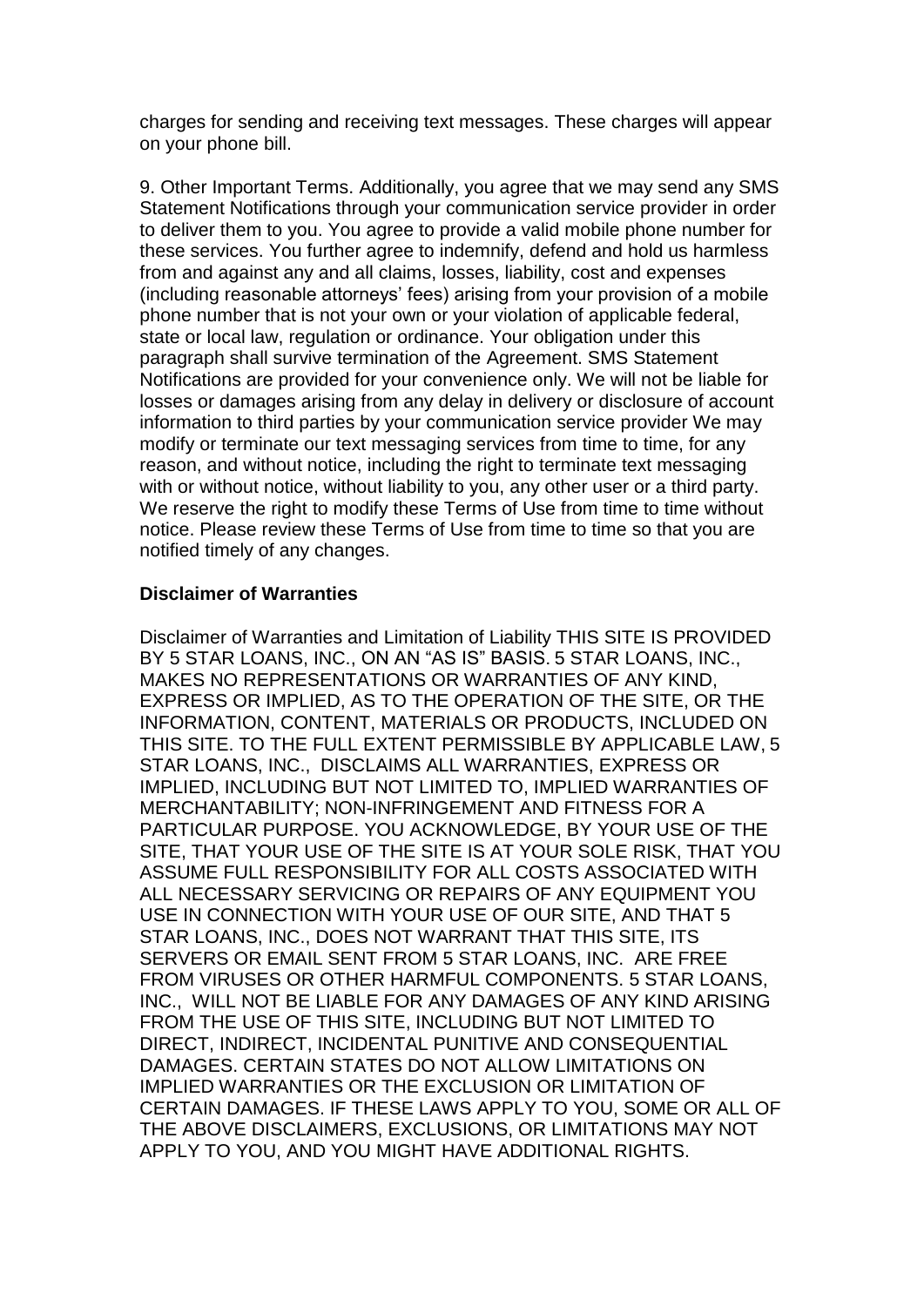charges for sending and receiving text messages. These charges will appear on your phone bill.

9. Other Important Terms. Additionally, you agree that we may send any SMS Statement Notifications through your communication service provider in order to deliver them to you. You agree to provide a valid mobile phone number for these services. You further agree to indemnify, defend and hold us harmless from and against any and all claims, losses, liability, cost and expenses (including reasonable attorneys' fees) arising from your provision of a mobile phone number that is not your own or your violation of applicable federal, state or local law, regulation or ordinance. Your obligation under this paragraph shall survive termination of the Agreement. SMS Statement Notifications are provided for your convenience only. We will not be liable for losses or damages arising from any delay in delivery or disclosure of account information to third parties by your communication service provider We may modify or terminate our text messaging services from time to time, for any reason, and without notice, including the right to terminate text messaging with or without notice, without liability to you, any other user or a third party. We reserve the right to modify these Terms of Use from time to time without notice. Please review these Terms of Use from time to time so that you are notified timely of any changes.

**Disclaimer of Warranties**

Disclaimer of Warranties and Limitation of Liability THIS SITE IS PROVIDED BY 5 STAR LOANS, INC., ON AN "AS IS" BASIS. 5 STAR LOANS, INC., MAKES NO REPRESENTATIONS OR WARRANTIES OF ANY KIND, EXPRESS OR IMPLIED, AS TO THE OPERATION OF THE SITE, OR THE INFORMATION, CONTENT, MATERIALS OR PRODUCTS, INCLUDED ON THIS SITE. TO THE FULL EXTENT PERMISSIBLE BY APPLICABLE LAW, 5 STAR LOANS, INC., DISCLAIMS ALL WARRANTIES, EXPRESS OR IMPLIED, INCLUDING BUT NOT LIMITED TO, IMPLIED WARRANTIES OF MERCHANTABILITY; NON-INFRINGEMENT AND FITNESS FOR A PARTICULAR PURPOSE. YOU ACKNOWLEDGE, BY YOUR USE OF THE SITE, THAT YOUR USE OF THE SITE IS AT YOUR SOLE RISK, THAT YOU ASSUME FULL RESPONSIBILITY FOR ALL COSTS ASSOCIATED WITH ALL NECESSARY SERVICING OR REPAIRS OF ANY EQUIPMENT YOU USE IN CONNECTION WITH YOUR USE OF OUR SITE, AND THAT 5 STAR LOANS, INC., DOES NOT WARRANT THAT THIS SITE, ITS SERVERS OR EMAIL SENT FROM 5 STAR LOANS, INC. ARE FREE FROM VIRUSES OR OTHER HARMFUL COMPONENTS. 5 STAR LOANS, INC., WILL NOT BE LIABLE FOR ANY DAMAGES OF ANY KIND ARISING FROM THE USE OF THIS SITE, INCLUDING BUT NOT LIMITED TO DIRECT, INDIRECT, INCIDENTAL PUNITIVE AND CONSEQUENTIAL DAMAGES. CERTAIN STATES DO NOT ALLOW LIMITATIONS ON IMPLIED WARRANTIES OR THE EXCLUSION OR LIMITATION OF CERTAIN DAMAGES. IF THESE LAWS APPLY TO YOU, SOME OR ALL OF THE ABOVE DISCLAIMERS, EXCLUSIONS, OR LIMITATIONS MAY NOT APPLY TO YOU, AND YOU MIGHT HAVE ADDITIONAL RIGHTS.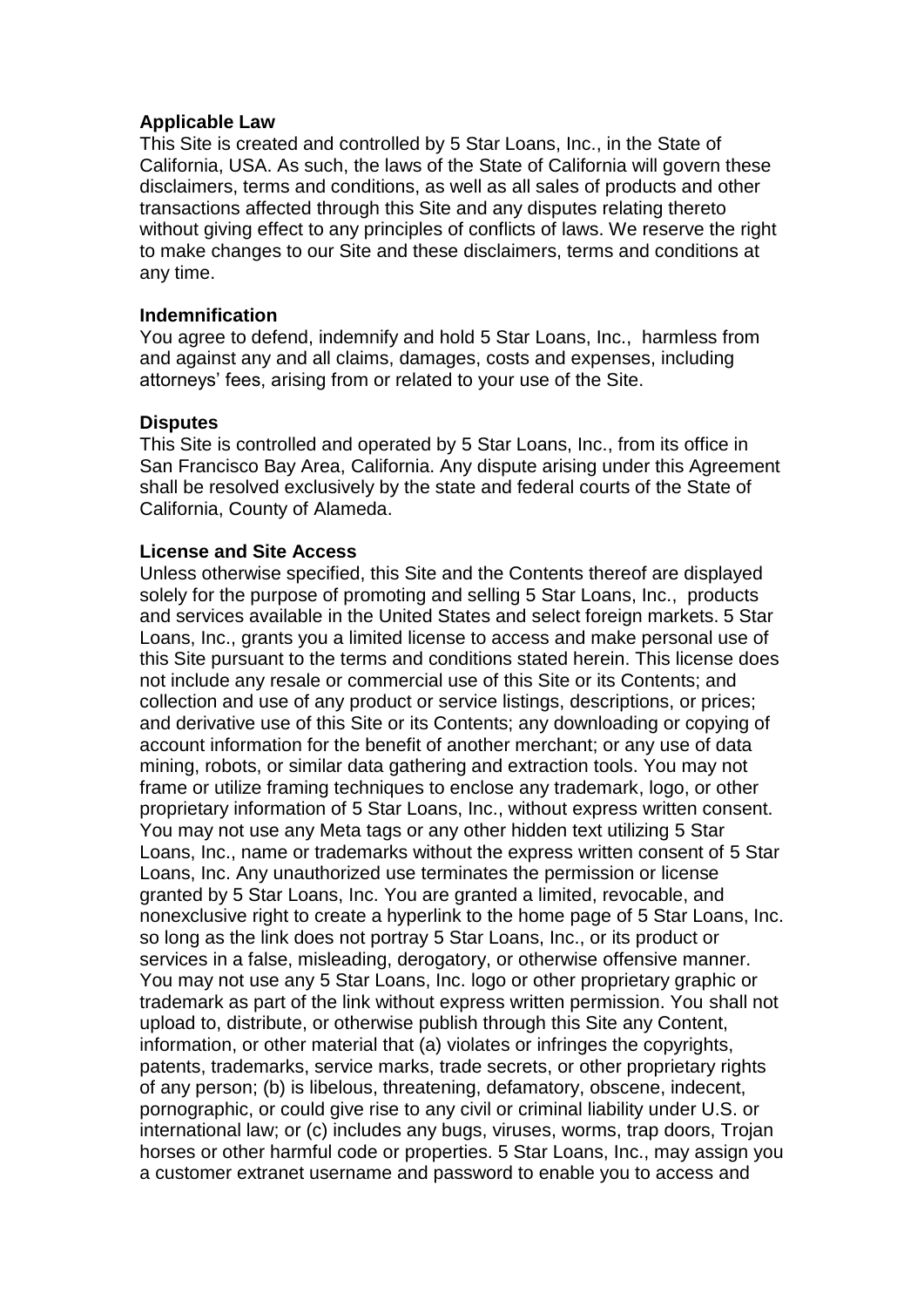**Applicable Law**
This Site is created and controlled by 5 Star Loans, Inc., in the State of California, USA. As such, the laws of the State of California will govern these disclaimers, terms and conditions, as well as all sales of products and other transactions affected through this Site and any disputes relating thereto without giving effect to any principles of conflicts of laws. We reserve the right to make changes to our Site and these disclaimers, terms and conditions at any time.

**Indemnification**
You agree to defend, indemnify and hold 5 Star Loans, Inc., harmless from and against any and all claims, damages, costs and expenses, including attorneys' fees, arising from or related to your use of the Site.

**Disputes**
This Site is controlled and operated by 5 Star Loans, Inc., from its office in San Francisco Bay Area, California. Any dispute arising under this Agreement shall be resolved exclusively by the state and federal courts of the State of California, County of Alameda.

**License and Site Access**
Unless otherwise specified, this Site and the Contents thereof are displayed solely for the purpose of promoting and selling 5 Star Loans, Inc., products and services available in the United States and select foreign markets. 5 Star Loans, Inc., grants you a limited license to access and make personal use of this Site pursuant to the terms and conditions stated herein. This license does not include any resale or commercial use of this Site or its Contents; and collection and use of any product or service listings, descriptions, or prices; and derivative use of this Site or its Contents; any downloading or copying of account information for the benefit of another merchant; or any use of data mining, robots, or similar data gathering and extraction tools. You may not frame or utilize framing techniques to enclose any trademark, logo, or other proprietary information of 5 Star Loans, Inc., without express written consent. You may not use any Meta tags or any other hidden text utilizing 5 Star Loans, Inc., name or trademarks without the express written consent of 5 Star Loans, Inc. Any unauthorized use terminates the permission or license granted by 5 Star Loans, Inc. You are granted a limited, revocable, and nonexclusive right to create a hyperlink to the home page of 5 Star Loans, Inc. so long as the link does not portray 5 Star Loans, Inc., or its product or services in a false, misleading, derogatory, or otherwise offensive manner. You may not use any 5 Star Loans, Inc. logo or other proprietary graphic or trademark as part of the link without express written permission. You shall not upload to, distribute, or otherwise publish through this Site any Content, information, or other material that (a) violates or infringes the copyrights, patents, trademarks, service marks, trade secrets, or other proprietary rights of any person; (b) is libelous, threatening, defamatory, obscene, indecent, pornographic, or could give rise to any civil or criminal liability under U.S. or international law; or (c) includes any bugs, viruses, worms, trap doors, Trojan horses or other harmful code or properties. 5 Star Loans, Inc., may assign you a customer extranet username and password to enable you to access and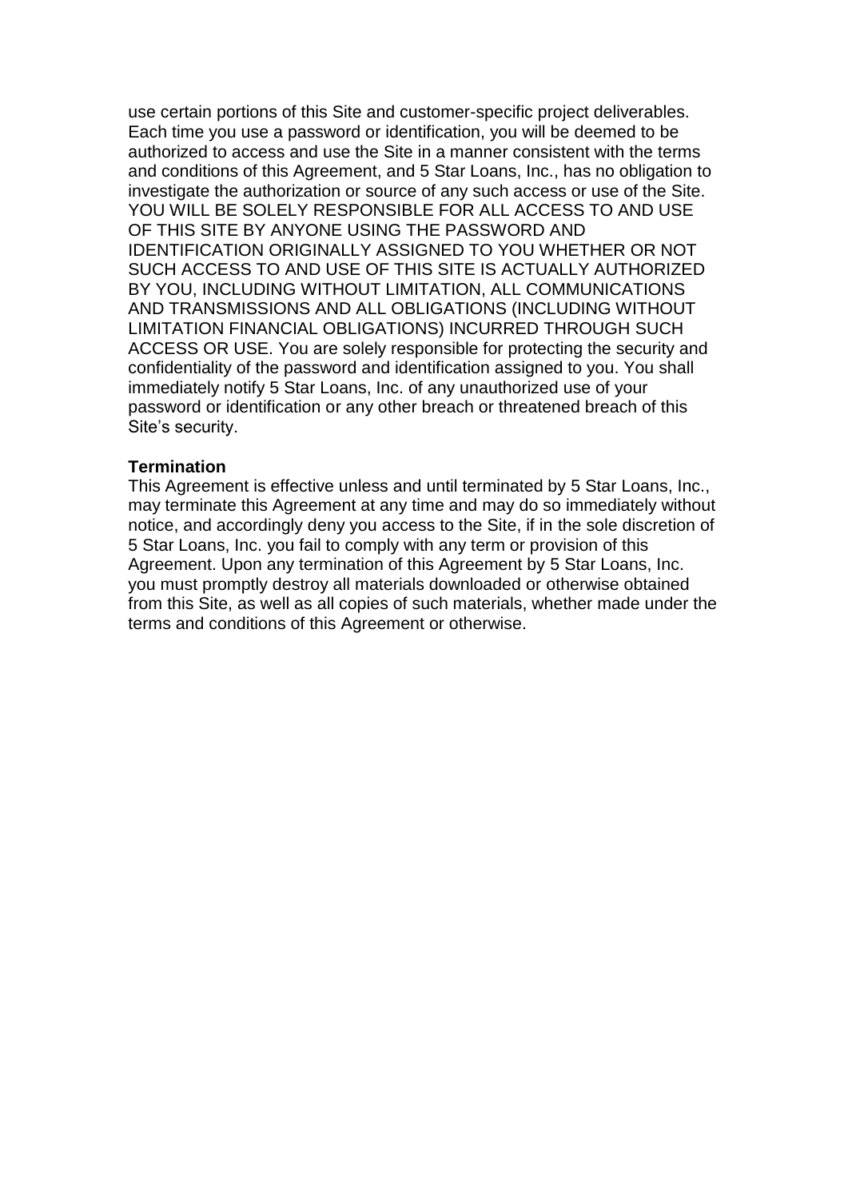use certain portions of this Site and customer-specific project deliverables. Each time you use a password or identification, you will be deemed to be authorized to access and use the Site in a manner consistent with the terms and conditions of this Agreement, and 5 Star Loans, Inc., has no obligation to investigate the authorization or source of any such access or use of the Site. YOU WILL BE SOLELY RESPONSIBLE FOR ALL ACCESS TO AND USE OF THIS SITE BY ANYONE USING THE PASSWORD AND IDENTIFICATION ORIGINALLY ASSIGNED TO YOU WHETHER OR NOT SUCH ACCESS TO AND USE OF THIS SITE IS ACTUALLY AUTHORIZED BY YOU, INCLUDING WITHOUT LIMITATION, ALL COMMUNICATIONS AND TRANSMISSIONS AND ALL OBLIGATIONS (INCLUDING WITHOUT LIMITATION FINANCIAL OBLIGATIONS) INCURRED THROUGH SUCH ACCESS OR USE. You are solely responsible for protecting the security and confidentiality of the password and identification assigned to you. You shall immediately notify 5 Star Loans, Inc. of any unauthorized use of your password or identification or any other breach or threatened breach of this Site's security.

**Termination**

This Agreement is effective unless and until terminated by 5 Star Loans, Inc., may terminate this Agreement at any time and may do so immediately without notice, and accordingly deny you access to the Site, if in the sole discretion of 5 Star Loans, Inc. you fail to comply with any term or provision of this Agreement. Upon any termination of this Agreement by 5 Star Loans, Inc. you must promptly destroy all materials downloaded or otherwise obtained from this Site, as well as all copies of such materials, whether made under the terms and conditions of this Agreement or otherwise.